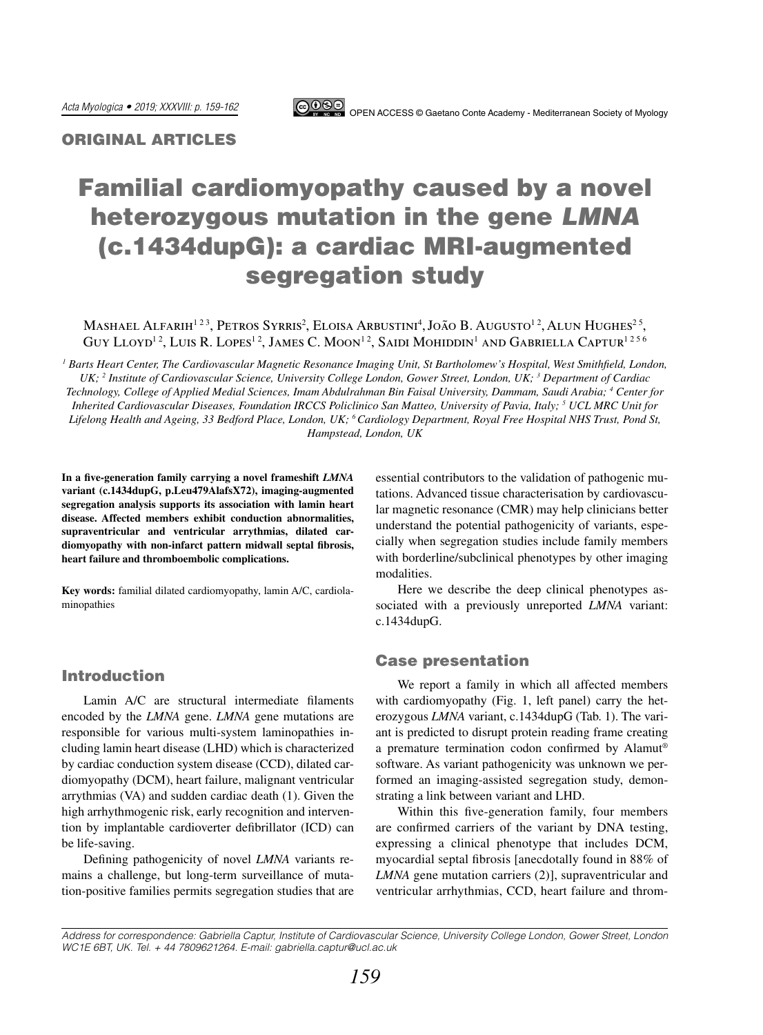## ORIGINAL ARTICLES

# Familial cardiomyopathy caused by a novel heterozygous mutation in the gene *LMNA* (c.1434dupG): a cardiac MRI-augmented segregation study

Mashael Alfarih[1 2 3], Petros Syrris[2], Eloisa Arbustini[4], João B. Augusto[1 2], Alun Hughes[2 5], Guy Lloyd[1 2], Luis R. Lopes[1 2], James C. Moon[1 2], Saidi Mohiddin[1] and Gabriella Captur[1 2 5 6]

[1] *Barts Heart Center, The Cardiovascular Magnetic Resonance Imaging Unit, St Bartholomew's Hospital, West Smithfield, London, UK;* [2] *Institute of Cardiovascular Science, University College London, Gower Street, London, UK;* [3] *Department of Cardiac Technology, College of Applied Medial Sciences, Imam Abdulrahman Bin Faisal University, Dammam, Saudi Arabia;* [4] *Center for Inherited Cardiovascular Diseases, Foundation IRCCS Policlinico San Matteo, University of Pavia, Italy;* [5] *UCL MRC Unit for Lifelong Health and Ageing, 33 Bedford Place, London, UK;* [6] *Cardiology Department, Royal Free Hospital NHS Trust, Pond St, Hampstead, London, UK*

**In a five-generation family carrying a novel frameshift *LMNA* variant (c.1434dupG, p.Leu479AlafsX72), imaging-augmented segregation analysis supports its association with lamin heart disease. Affected members exhibit conduction abnormalities, supraventricular and ventricular arrythmias, dilated cardiomyopathy with non-infarct pattern midwall septal fibrosis, heart failure and thromboembolic complications.**

**Key words:** familial dilated cardiomyopathy, lamin A/C, cardiolaminopathies

## Introduction

Lamin A/C are structural intermediate filaments encoded by the *LMNA* gene. *LMNA* gene mutations are responsible for various multi-system laminopathies including lamin heart disease (LHD) which is characterized by cardiac conduction system disease (CCD), dilated cardiomyopathy (DCM), heart failure, malignant ventricular arrythmias (VA) and sudden cardiac death (1). Given the high arrhythmogenic risk, early recognition and intervention by implantable cardioverter defibrillator (ICD) can be life-saving.

Defining pathogenicity of novel *LMNA* variants remains a challenge, but long-term surveillance of mutation-positive families permits segregation studies that are essential contributors to the validation of pathogenic mutations. Advanced tissue characterisation by cardiovascular magnetic resonance (CMR) may help clinicians better understand the potential pathogenicity of variants, especially when segregation studies include family members with borderline/subclinical phenotypes by other imaging modalities.

Here we describe the deep clinical phenotypes associated with a previously unreported *LMNA* variant: c.1434dupG.

## Case presentation

We report a family in which all affected members with cardiomyopathy (Fig. 1, left panel) carry the heterozygous *LMNA* variant, c.1434dupG (Tab. 1). The variant is predicted to disrupt protein reading frame creating a premature termination codon confirmed by Alamut® software. As variant pathogenicity was unknown we performed an imaging-assisted segregation study, demonstrating a link between variant and LHD.

Within this five-generation family, four members are confirmed carriers of the variant by DNA testing, expressing a clinical phenotype that includes DCM, myocardial septal fibrosis [anecdotally found in 88% of *LMNA* gene mutation carriers (2)], supraventricular and ventricular arrhythmias, CCD, heart failure and throm-

Address for correspondence: Gabriella Captur, Institute of Cardiovascular Science, University College London, Gower Street, London WC1E 6BT, UK. Tel. + 44 7809621264. E-mail: gabriella.captur@ucl.ac.uk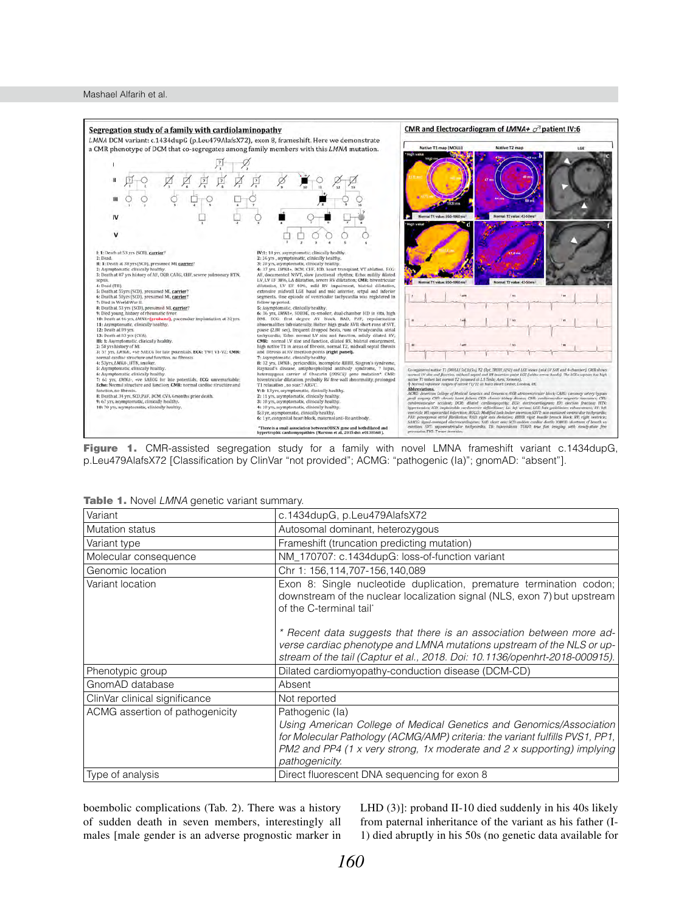**Figure 1.** CMR-assisted segregation study for a family with novel LMNA frameshift variant c.1434dupG, p.Leu479AlafsX72 [Classification by ClinVar "not provided"; ACMG: "pathogenic (Ia)"; gnomAD: "absent"].

**Table 1.** Novel *LMNA* genetic variant summary.

| Variant | c.1434dupG, p.Leu479AlafsX72 |
|---|---|
| Mutation status | Autosomal dominant, heterozygous |
| Variant type | Frameshift (truncation predicting mutation) |
| Molecular consequence | NM_170707: c.1434dupG: loss-of-function variant |
| Genomic location | Chr 1: 156,114,707-156,140,089 |
| Variant location | Exon 8: Single nucleotide duplication, premature termination codon; downstream of the nuclear localization signal (NLS, exon 7) but upstream of the C-terminal tail* <br><br> *\* Recent data suggests that there is an association between more adverse cardiac phenotype and LMNA mutations upstream of the NLS or upstream of the tail (Captur et al., 2018. Doi: 10.1136/openhrt-2018-000915).* |
| Phenotypic group | Dilated cardiomyopathy-conduction disease (DCM-CD) |
| GnomAD database | Absent |
| ClinVar clinical significance | Not reported |
| ACMG assertion of pathogenicity | Pathogenic (Ia) <br> *Using American College of Medical Genetics and Genomics/Association for Molecular Pathology (ACMG/AMP) criteria: the variant fulfills PVS1, PP1, PM2 and PP4 (1 x very strong, 1x moderate and 2 x supporting) implying pathogenicity.* |
| Type of analysis | Direct fluorescent DNA sequencing for exon 8 |

boembolic complications (Tab. 2). There was a history of sudden death in seven members, interestingly all males [male gender is an adverse prognostic marker in LHD (3)]: proband II-10 died suddenly in his 40s likely from paternal inheritance of the variant as his father (I-1) died abruptly in his 50s (no genetic data available for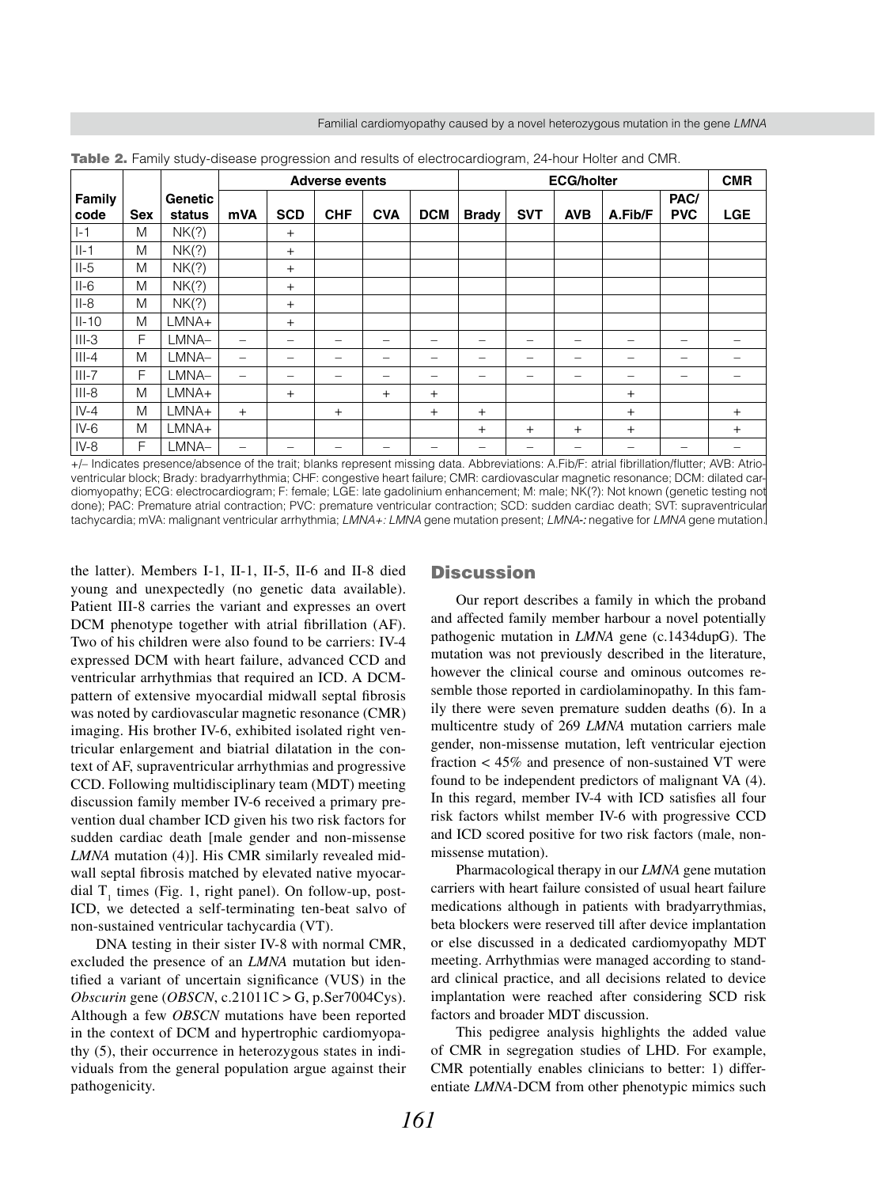**Table 2.** Family study-disease progression and results of electrocardiogram, 24-hour Holter and CMR.

| Family code | Sex | Genetic status | Adverse events | | | | | ECG/holter | | | | | CMR |
|---|---|---|---|---|---|---|---|---|---|---|---|---|---|
| | | | mVA | SCD | CHF | CVA | DCM | Brady | SVT | AVB | A.Fib/F | PAC/PVC | LGE |
| I-1 | M | NK(?) | | + | | | | | | | | | |
| II-1 | M | NK(?) | | + | | | | | | | | | |
| II-5 | M | NK(?) | | + | | | | | | | | | |
| II-6 | M | NK(?) | | + | | | | | | | | | |
| II-8 | M | NK(?) | | + | | | | | | | | | |
| II-10 | M | LMNA+ | | + | | | | | | | | | |
| III-3 | F | LMNA– | – | – | – | – | – | – | – | – | – | – | – |
| III-4 | M | LMNA– | – | – | – | – | – | – | – | – | – | – | – |
| III-7 | F | LMNA– | – | – | – | – | – | – | – | – | – | – | – |
| III-8 | M | LMNA+ | | + | | + | + | | | | + | | |
| IV-4 | M | LMNA+ | + | | + | | + | + | | | + | | + |
| IV-6 | M | LMNA+ | | | | | | + | + | + | + | | + |
| IV-8 | F | LMNA– | – | – | – | – | – | – | – | – | – | – | – |

+/– Indicates presence/absence of the trait; blanks represent missing data. Abbreviations: A.Fib/F: atrial fibrillation/flutter; AVB: Atrioventricular block; Brady: bradyarrhythmia; CHF: congestive heart failure; CMR: cardiovascular magnetic resonance; DCM: dilated cardiomyopathy; ECG: electrocardiogram; F: female; LGE: late gadolinium enhancement; M: male; NK(?): Not known (genetic testing not done); PAC: Premature atrial contraction; PVC: premature ventricular contraction; SCD: sudden cardiac death; SVT: supraventricular tachycardia; mVA: malignant ventricular arrhythmia; *LMNA+: LMNA* gene mutation present; *LMNA-:* negative for *LMNA* gene mutation.

the latter). Members I-1, II-1, II-5, II-6 and II-8 died young and unexpectedly (no genetic data available). Patient III-8 carries the variant and expresses an overt DCM phenotype together with atrial fibrillation (AF). Two of his children were also found to be carriers: IV-4 expressed DCM with heart failure, advanced CCD and ventricular arrhythmias that required an ICD. A DCM-pattern of extensive myocardial midwall septal fibrosis was noted by cardiovascular magnetic resonance (CMR) imaging. His brother IV-6, exhibited isolated right ventricular enlargement and biatrial dilatation in the context of AF, supraventricular arrhythmias and progressive CCD. Following multidisciplinary team (MDT) meeting discussion family member IV-6 received a primary prevention dual chamber ICD given his two risk factors for sudden cardiac death [male gender and non-missense *LMNA* mutation (4)]. His CMR similarly revealed midwall septal fibrosis matched by elevated native myocardial $T_1$ times (Fig. 1, right panel). On follow-up, post-ICD, we detected a self-terminating ten-beat salvo of non-sustained ventricular tachycardia (VT).

DNA testing in their sister IV-8 with normal CMR, excluded the presence of an *LMNA* mutation but identified a variant of uncertain significance (VUS) in the *Obscurin* gene (*OBSCN*, c.21011C > G, p.Ser7004Cys). Although a few *OBSCN* mutations have been reported in the context of DCM and hypertrophic cardiomyopathy (5), their occurrence in heterozygous states in individuals from the general population argue against their pathogenicity.

## Discussion

Our report describes a family in which the proband and affected family member harbour a novel potentially pathogenic mutation in *LMNA* gene (c.1434dupG). The mutation was not previously described in the literature, however the clinical course and ominous outcomes resemble those reported in cardiolaminopathy. In this family there were seven premature sudden deaths (6). In a multicentre study of 269 *LMNA* mutation carriers male gender, non-missense mutation, left ventricular ejection fraction < 45% and presence of non-sustained VT were found to be independent predictors of malignant VA (4). In this regard, member IV-4 with ICD satisfies all four risk factors whilst member IV-6 with progressive CCD and ICD scored positive for two risk factors (male, non-missense mutation).

Pharmacological therapy in our *LMNA* gene mutation carriers with heart failure consisted of usual heart failure medications although in patients with bradyarrythmias, beta blockers were reserved till after device implantation or else discussed in a dedicated cardiomyopathy MDT meeting. Arrhythmias were managed according to standard clinical practice, and all decisions related to device implantation were reached after considering SCD risk factors and broader MDT discussion.

This pedigree analysis highlights the added value of CMR in segregation studies of LHD. For example, CMR potentially enables clinicians to better: 1) differentiate *LMNA*-DCM from other phenotypic mimics such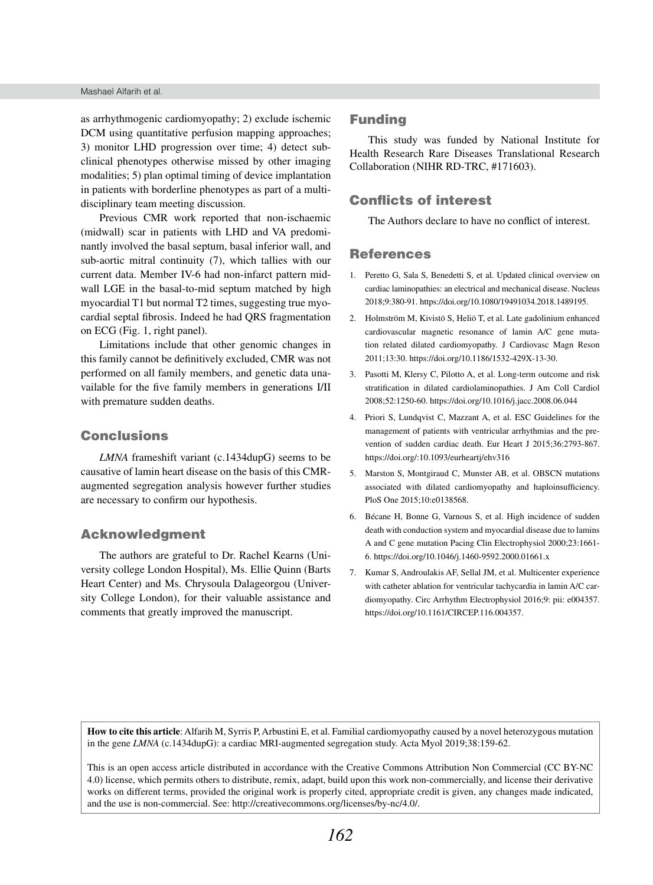as arrhythmogenic cardiomyopathy; 2) exclude ischemic DCM using quantitative perfusion mapping approaches; 3) monitor LHD progression over time; 4) detect subclinical phenotypes otherwise missed by other imaging modalities; 5) plan optimal timing of device implantation in patients with borderline phenotypes as part of a multidisciplinary team meeting discussion.

Previous CMR work reported that non-ischaemic (midwall) scar in patients with LHD and VA predominantly involved the basal septum, basal inferior wall, and sub-aortic mitral continuity (7), which tallies with our current data. Member IV-6 had non-infarct pattern midwall LGE in the basal-to-mid septum matched by high myocardial T1 but normal T2 times, suggesting true myocardial septal fibrosis. Indeed he had QRS fragmentation on ECG (Fig. 1, right panel).

Limitations include that other genomic changes in this family cannot be definitively excluded, CMR was not performed on all family members, and genetic data unavailable for the five family members in generations I/II with premature sudden deaths.

## Conclusions

*LMNA* frameshift variant (c.1434dupG) seems to be causative of lamin heart disease on the basis of this CMR-augmented segregation analysis however further studies are necessary to confirm our hypothesis.

## Acknowledgment

The authors are grateful to Dr. Rachel Kearns (University college London Hospital), Ms. Ellie Quinn (Barts Heart Center) and Ms. Chrysoula Dalageorgou (University College London), for their valuable assistance and comments that greatly improved the manuscript.

## Funding

This study was funded by National Institute for Health Research Rare Diseases Translational Research Collaboration (NIHR RD-TRC, #171603).

## Conflicts of interest

The Authors declare to have no conflict of interest.

## References

1. Peretto G, Sala S, Benedetti S, et al. Updated clinical overview on cardiac laminopathies: an electrical and mechanical disease. Nucleus 2018;9:380-91. https://doi.org/10.1080/19491034.2018.1489195.
2. Holmström M, Kivistö S, Heliö T, et al. Late gadolinium enhanced cardiovascular magnetic resonance of lamin A/C gene mutation related dilated cardiomyopathy. J Cardiovasc Magn Reson 2011;13:30. https://doi.org/10.1186/1532-429X-13-30.
3. Pasotti M, Klersy C, Pilotto A, et al. Long-term outcome and risk stratification in dilated cardiolaminopathies. J Am Coll Cardiol 2008;52:1250-60. https://doi.org/10.1016/j.jacc.2008.06.044
4. Priori S, Lundqvist C, Mazzant A, et al. ESC Guidelines for the management of patients with ventricular arrhythmias and the prevention of sudden cardiac death. Eur Heart J 2015;36:2793-867. https://doi.org/:10.1093/eurheartj/ehv316
5. Marston S, Montgiraud C, Munster AB, et al. OBSCN mutations associated with dilated cardiomyopathy and haploinsufficiency. PloS One 2015;10:e0138568.
6. Bécane H, Bonne G, Varnous S, et al. High incidence of sudden death with conduction system and myocardial disease due to lamins A and C gene mutation Pacing Clin Electrophysiol 2000;23:1661-6. https://doi.org/10.1046/j.1460-9592.2000.01661.x
7. Kumar S, Androulakis AF, Sellal JM, et al. Multicenter experience with catheter ablation for ventricular tachycardia in lamin A/C cardiomyopathy. Circ Arrhythm Electrophysiol 2016;9: pii: e004357. https://doi.org/10.1161/CIRCEP.116.004357.

**How to cite this article**: Alfarih M, Syrris P, Arbustini E, et al. Familial cardiomyopathy caused by a novel heterozygous mutation in the gene *LMNA* (c.1434dupG): a cardiac MRI-augmented segregation study. Acta Myol 2019;38:159-62.

This is an open access article distributed in accordance with the Creative Commons Attribution Non Commercial (CC BY-NC 4.0) license, which permits others to distribute, remix, adapt, build upon this work non-commercially, and license their derivative works on different terms, provided the original work is properly cited, appropriate credit is given, any changes made indicated, and the use is non-commercial. See: http://creativecommons.org/licenses/by-nc/4.0/.